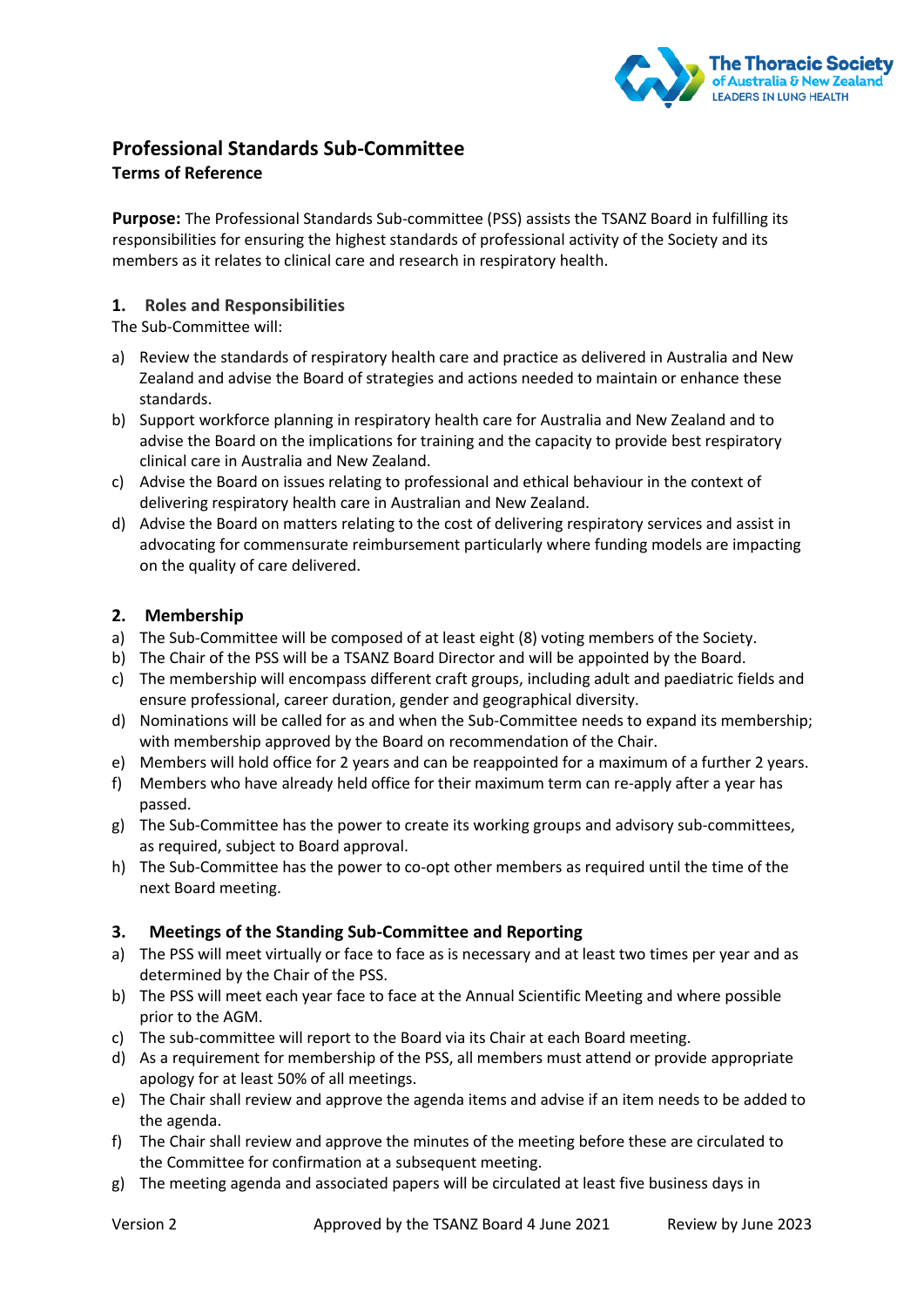# Professional Standards Sub-Committee

**Terms of Reference**

**Purpose:** The Professional Standards Sub-committee (PSS) assists the TSANZ Board in fulfilling its responsibilities for ensuring the highest standards of professional activity of the Society and its members as it relates to clinical care and research in respiratory health.

## 1. Roles and Responsibilities

The Sub-Committee will:

a) Review the standards of respiratory health care and practice as delivered in Australia and New Zealand and advise the Board of strategies and actions needed to maintain or enhance these standards.

b) Support workforce planning in respiratory health care for Australia and New Zealand and to advise the Board on the implications for training and the capacity to provide best respiratory clinical care in Australia and New Zealand.

c) Advise the Board on issues relating to professional and ethical behaviour in the context of delivering respiratory health care in Australian and New Zealand.

d) Advise the Board on matters relating to the cost of delivering respiratory services and assist in advocating for commensurate reimbursement particularly where funding models are impacting on the quality of care delivered.

## 2. Membership

a) The Sub-Committee will be composed of at least eight (8) voting members of the Society.

b) The Chair of the PSS will be a TSANZ Board Director and will be appointed by the Board.

c) The membership will encompass different craft groups, including adult and paediatric fields and ensure professional, career duration, gender and geographical diversity.

d) Nominations will be called for as and when the Sub-Committee needs to expand its membership; with membership approved by the Board on recommendation of the Chair.

e) Members will hold office for 2 years and can be reappointed for a maximum of a further 2 years.

f) Members who have already held office for their maximum term can re-apply after a year has passed.

g) The Sub-Committee has the power to create its working groups and advisory sub-committees, as required, subject to Board approval.

h) The Sub-Committee has the power to co-opt other members as required until the time of the next Board meeting.

## 3. Meetings of the Standing Sub-Committee and Reporting

a) The PSS will meet virtually or face to face as is necessary and at least two times per year and as determined by the Chair of the PSS.

b) The PSS will meet each year face to face at the Annual Scientific Meeting and where possible prior to the AGM.

c) The sub-committee will report to the Board via its Chair at each Board meeting.

d) As a requirement for membership of the PSS, all members must attend or provide appropriate apology for at least 50% of all meetings.

e) The Chair shall review and approve the agenda items and advise if an item needs to be added to the agenda.

f) The Chair shall review and approve the minutes of the meeting before these are circulated to the Committee for confirmation at a subsequent meeting.

g) The meeting agenda and associated papers will be circulated at least five business days in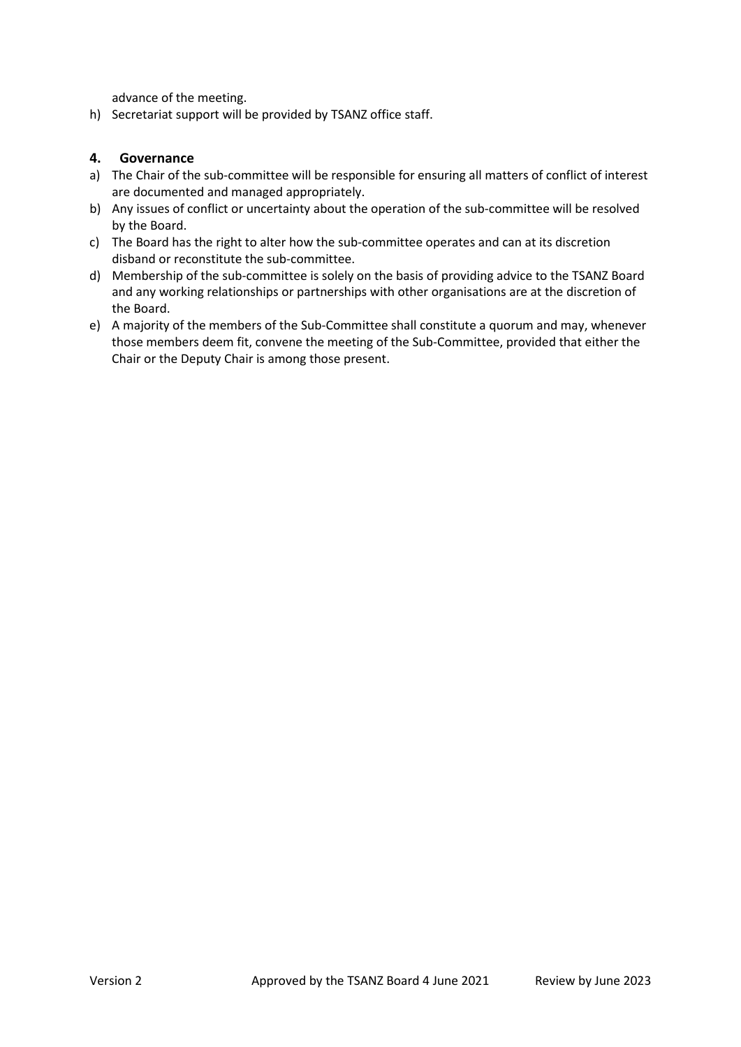advance of the meeting.

h) Secretariat support will be provided by TSANZ office staff.

## 4. Governance

a) The Chair of the sub-committee will be responsible for ensuring all matters of conflict of interest are documented and managed appropriately.

b) Any issues of conflict or uncertainty about the operation of the sub-committee will be resolved by the Board.

c) The Board has the right to alter how the sub-committee operates and can at its discretion disband or reconstitute the sub-committee.

d) Membership of the sub-committee is solely on the basis of providing advice to the TSANZ Board and any working relationships or partnerships with other organisations are at the discretion of the Board.

e) A majority of the members of the Sub-Committee shall constitute a quorum and may, whenever those members deem fit, convene the meeting of the Sub-Committee, provided that either the Chair or the Deputy Chair is among those present.

Version 2 Approved by the TSANZ Board 4 June 2021 Review by June 2023